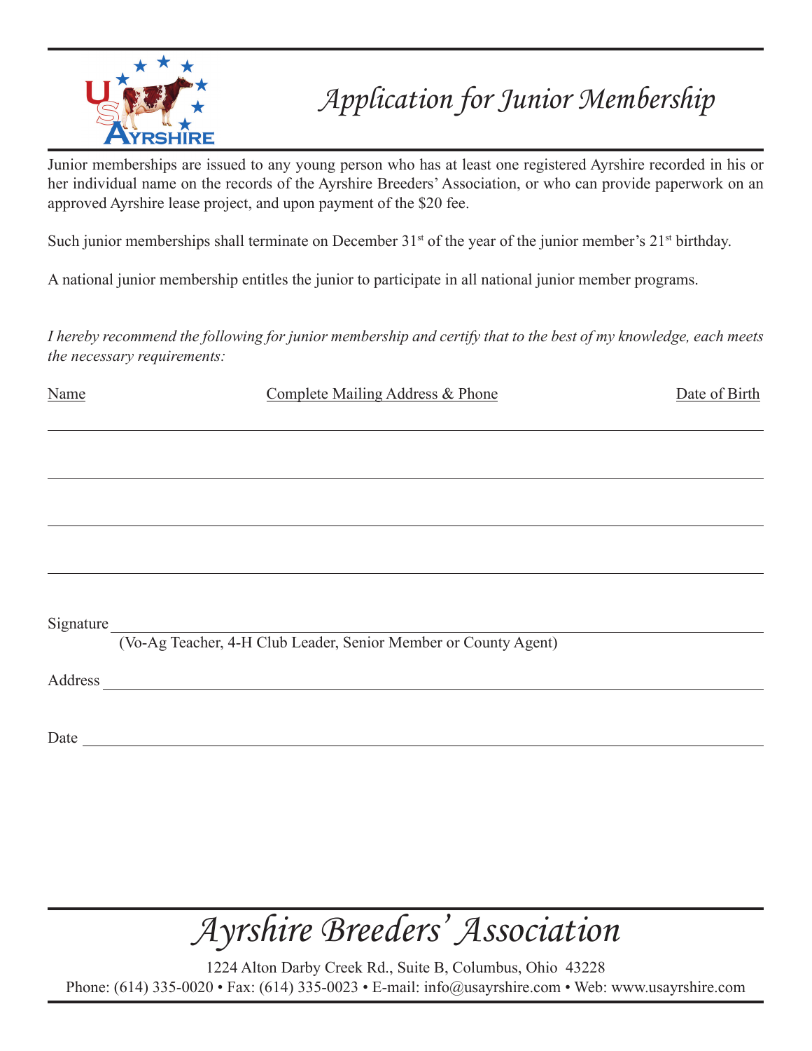# Application for Junior Membership

Junior memberships are issued to any young person who has at least one registered Ayrshire recorded in his or her individual name on the records of the Ayrshire Breeders' Association, or who can provide paperwork on an approved Ayrshire lease project, and upon payment of the $20 fee.

Such junior memberships shall terminate on December 31st of the year of the junior member's 21st birthday.

A national junior membership entitles the junior to participate in all national junior member programs.

*I hereby recommend the following for junior membership and certify that to the best of my knowledge, each meets the necessary requirements:*

| Name | Complete Mailing Address & Phone | Date of Birth |
|---|---|---|
| | | |
| | | |
| | | |
| | | |

Signature \_\_\_\_\_\_\_\_\_\_\_\_\_\_\_\_\_\_\_\_\_\_\_\_\_\_\_\_\_\_\_\_\_\_\_\_\_\_\_\_

(Vo-Ag Teacher, 4-H Club Leader, Senior Member or County Agent)

Address \_\_\_\_\_\_\_\_\_\_\_\_\_\_\_\_\_\_\_\_\_\_\_\_\_\_\_\_\_\_\_\_\_\_\_\_\_\_\_\_

Date \_\_\_\_\_\_\_\_\_\_\_\_\_\_\_\_\_\_\_\_\_\_\_\_\_\_\_\_\_\_\_\_\_\_\_\_\_\_\_\_

## Ayrshire Breeders' Association

1224 Alton Darby Creek Rd., Suite B, Columbus, Ohio 43228

Phone: (614) 335-0020 • Fax: (614) 335-0023 • E-mail: info@usayrshire.com • Web: www.usayrshire.com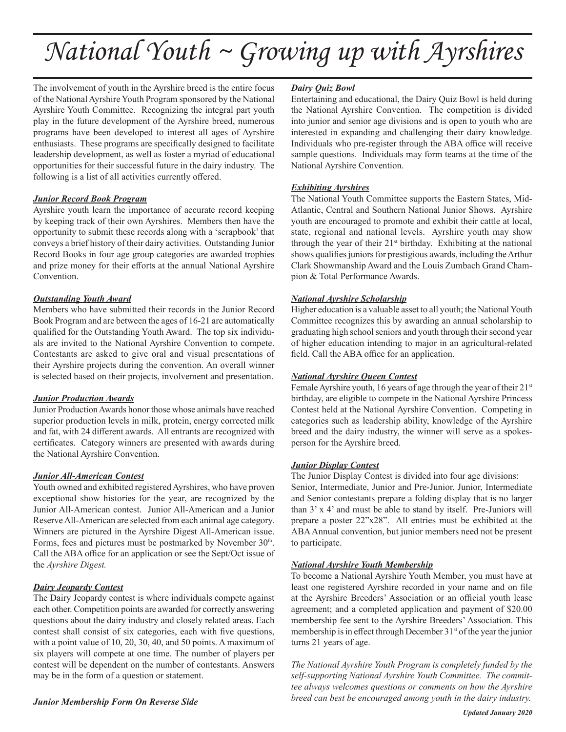# National Youth ~ Growing up with Ayrshires

The involvement of youth in the Ayrshire breed is the entire focus of the National Ayrshire Youth Program sponsored by the National Ayrshire Youth Committee. Recognizing the integral part youth play in the future development of the Ayrshire breed, numerous programs have been developed to interest all ages of Ayrshire enthusiasts. These programs are specifically designed to facilitate leadership development, as well as foster a myriad of educational opportunities for their successful future in the dairy industry. The following is a list of all activities currently offered.

***Junior Record Book Program***

Ayrshire youth learn the importance of accurate record keeping by keeping track of their own Ayrshires. Members then have the opportunity to submit these records along with a 'scrapbook' that conveys a brief history of their dairy activities. Outstanding Junior Record Books in four age group categories are awarded trophies and prize money for their efforts at the annual National Ayrshire Convention.

***Outstanding Youth Award***

Members who have submitted their records in the Junior Record Book Program and are between the ages of 16-21 are automatically qualified for the Outstanding Youth Award. The top six individuals are invited to the National Ayrshire Convention to compete. Contestants are asked to give oral and visual presentations of their Ayrshire projects during the convention. An overall winner is selected based on their projects, involvement and presentation.

***Junior Production Awards***

Junior Production Awards honor those whose animals have reached superior production levels in milk, protein, energy corrected milk and fat, with 24 different awards. All entrants are recognized with certificates. Category winners are presented with awards during the National Ayrshire Convention.

***Junior All-American Contest***

Youth owned and exhibited registered Ayrshires, who have proven exceptional show histories for the year, are recognized by the Junior All-American contest. Junior All-American and a Junior Reserve All-American are selected from each animal age category. Winners are pictured in the Ayrshire Digest All-American issue. Forms, fees and pictures must be postmarked by November 30th. Call the ABA office for an application or see the Sept/Oct issue of the *Ayrshire Digest.*

***Dairy Jeopardy Contest***

The Dairy Jeopardy contest is where individuals compete against each other. Competition points are awarded for correctly answering questions about the dairy industry and closely related areas. Each contest shall consist of six categories, each with five questions, with a point value of 10, 20, 30, 40, and 50 points. A maximum of six players will compete at one time. The number of players per contest will be dependent on the number of contestants. Answers may be in the form of a question or statement.

***Junior Membership Form On Reverse Side***

***Dairy Quiz Bowl***

Entertaining and educational, the Dairy Quiz Bowl is held during the National Ayrshire Convention. The competition is divided into junior and senior age divisions and is open to youth who are interested in expanding and challenging their dairy knowledge. Individuals who pre-register through the ABA office will receive sample questions. Individuals may form teams at the time of the National Ayrshire Convention.

***Exhibiting Ayrshires***

The National Youth Committee supports the Eastern States, Mid-Atlantic, Central and Southern National Junior Shows. Ayrshire youth are encouraged to promote and exhibit their cattle at local, state, regional and national levels. Ayrshire youth may show through the year of their 21st birthday. Exhibiting at the national shows qualifies juniors for prestigious awards, including the Arthur Clark Showmanship Award and the Louis Zumbach Grand Champion & Total Performance Awards.

***National Ayrshire Scholarship***

Higher education is a valuable asset to all youth; the National Youth Committee recognizes this by awarding an annual scholarship to graduating high school seniors and youth through their second year of higher education intending to major in an agricultural-related field. Call the ABA office for an application.

***National Ayrshire Queen Contest***

Female Ayrshire youth, 16 years of age through the year of their 21st birthday, are eligible to compete in the National Ayrshire Princess Contest held at the National Ayrshire Convention. Competing in categories such as leadership ability, knowledge of the Ayrshire breed and the dairy industry, the winner will serve as a spokesperson for the Ayrshire breed.

***Junior Display Contest***

The Junior Display Contest is divided into four age divisions: Senior, Intermediate, Junior and Pre-Junior. Junior, Intermediate and Senior contestants prepare a folding display that is no larger than 3' x 4' and must be able to stand by itself. Pre-Juniors will prepare a poster 22"x28". All entries must be exhibited at the ABA Annual convention, but junior members need not be present to participate.

***National Ayrshire Youth Membership***

To become a National Ayrshire Youth Member, you must have at least one registered Ayrshire recorded in your name and on file at the Ayrshire Breeders' Association or an official youth lease agreement; and a completed application and payment of $20.00 membership fee sent to the Ayrshire Breeders' Association. This membership is in effect through December 31st of the year the junior turns 21 years of age.

*The National Ayrshire Youth Program is completely funded by the self-supporting National Ayrshire Youth Committee. The committee always welcomes questions or comments on how the Ayrshire breed can best be encouraged among youth in the dairy industry.*

***Updated January 2020***